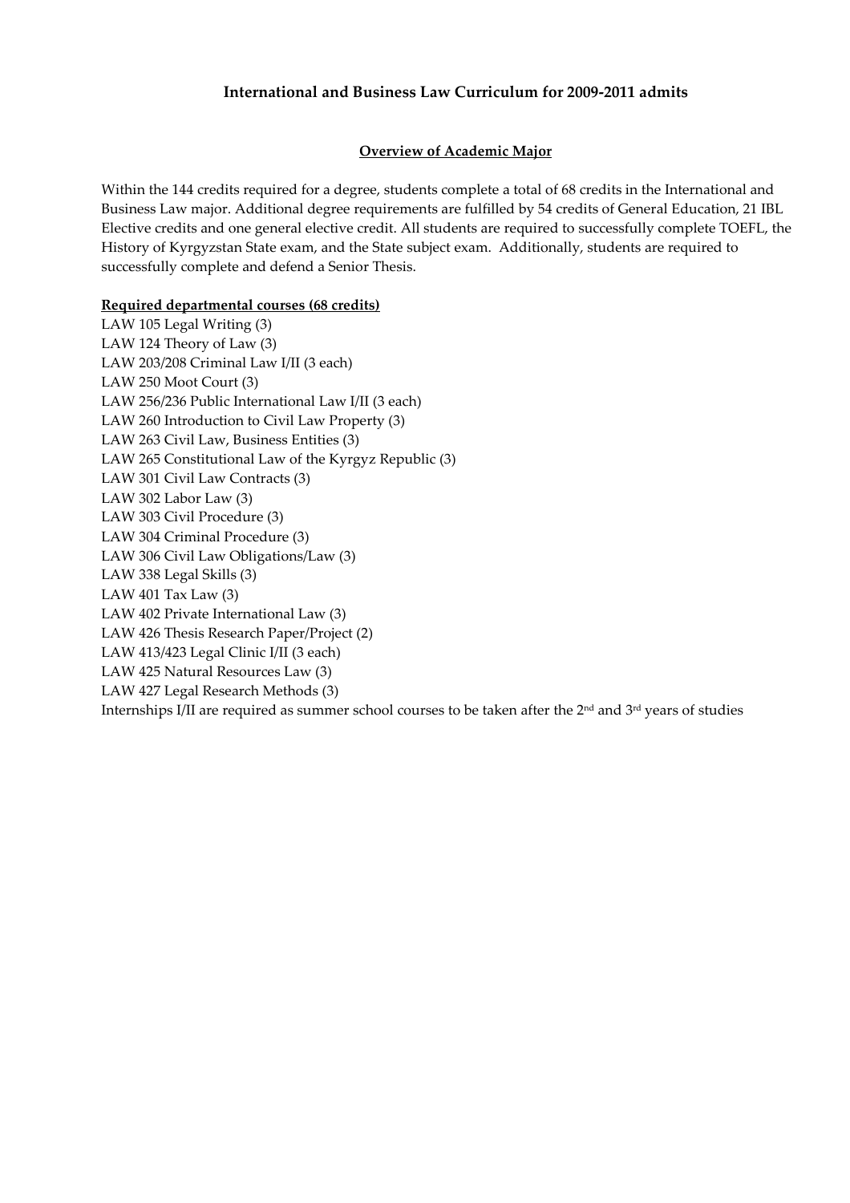# International and Business Law Curriculum for 2009-2011 admits

## Overview of Academic Major

Within the 144 credits required for a degree, students complete a total of 68 credits in the International and Business Law major. Additional degree requirements are fulfilled by 54 credits of General Education, 21 IBL Elective credits and one general elective credit. All students are required to successfully complete TOEFL, the History of Kyrgyzstan State exam, and the State subject exam. Additionally, students are required to successfully complete and defend a Senior Thesis.

### Required departmental courses (68 credits)

LAW 105 Legal Writing (3)
LAW 124 Theory of Law (3)
LAW 203/208 Criminal Law I/II (3 each)
LAW 250 Moot Court (3)
LAW 256/236 Public International Law I/II (3 each)
LAW 260 Introduction to Civil Law Property (3)
LAW 263 Civil Law, Business Entities (3)
LAW 265 Constitutional Law of the Kyrgyz Republic (3)
LAW 301 Civil Law Contracts (3)
LAW 302 Labor Law (3)
LAW 303 Civil Procedure (3)
LAW 304 Criminal Procedure (3)
LAW 306 Civil Law Obligations/Law (3)
LAW 338 Legal Skills (3)
LAW 401 Tax Law (3)
LAW 402 Private International Law (3)
LAW 426 Thesis Research Paper/Project (2)
LAW 413/423 Legal Clinic I/II (3 each)
LAW 425 Natural Resources Law (3)
LAW 427 Legal Research Methods (3)
Internships I/II are required as summer school courses to be taken after the 2nd and 3rd years of studies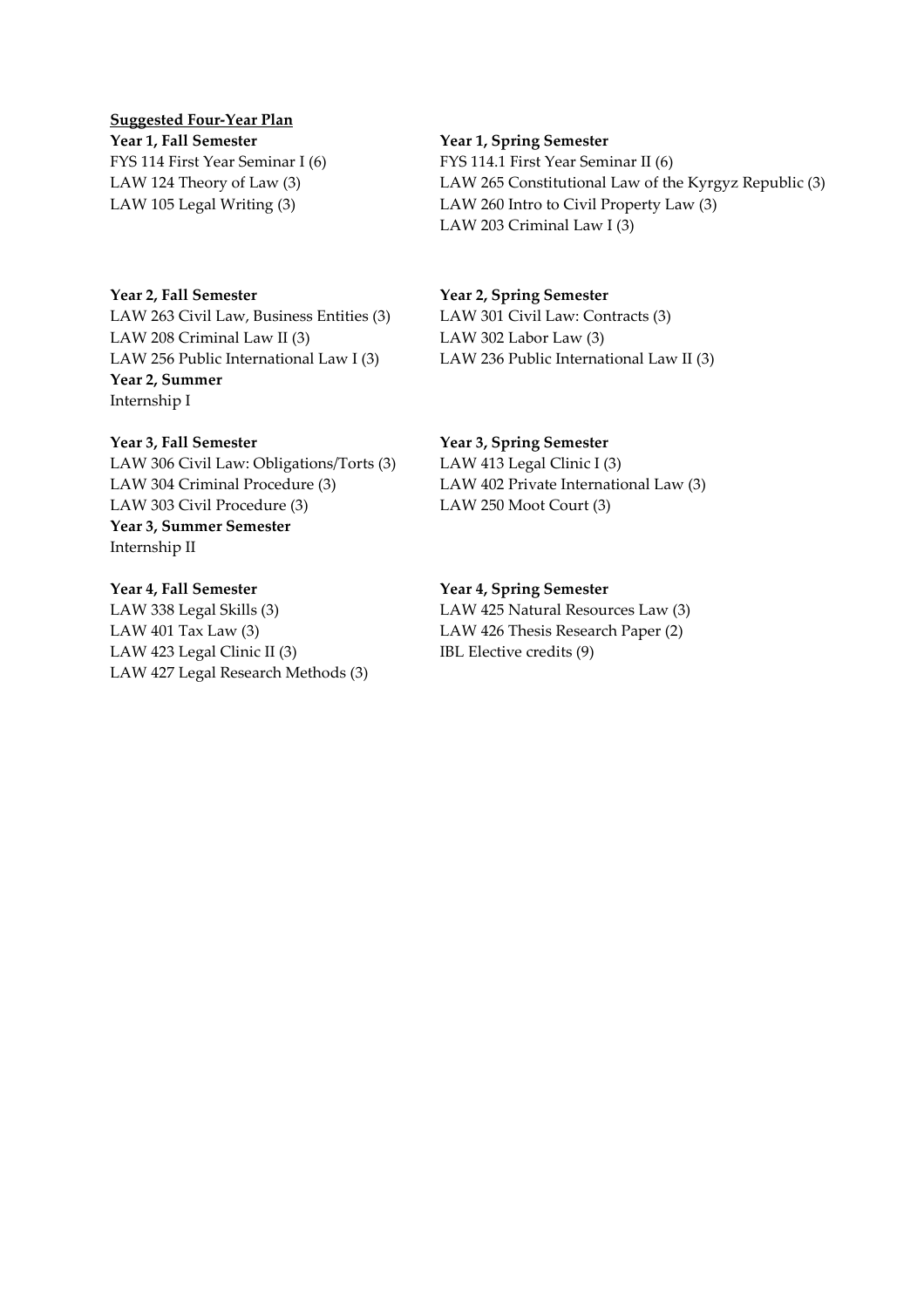**Suggested Four-Year Plan**

**Year 1, Fall Semester**
FYS 114 First Year Seminar I (6)
LAW 124 Theory of Law (3)
LAW 105 Legal Writing (3)

**Year 1, Spring Semester**
FYS 114.1 First Year Seminar II (6)
LAW 265 Constitutional Law of the Kyrgyz Republic (3)
LAW 260 Intro to Civil Property Law (3)
LAW 203 Criminal Law I (3)

**Year 2, Fall Semester**
LAW 263 Civil Law, Business Entities (3)
LAW 208 Criminal Law II (3)
LAW 256 Public International Law I (3)

**Year 2, Summer**
Internship I

**Year 2, Spring Semester**
LAW 301 Civil Law: Contracts (3)
LAW 302 Labor Law (3)
LAW 236 Public International Law II (3)

**Year 3, Fall Semester**
LAW 306 Civil Law: Obligations/Torts (3)
LAW 304 Criminal Procedure (3)
LAW 303 Civil Procedure (3)

**Year 3, Summer Semester**
Internship II

**Year 3, Spring Semester**
LAW 413 Legal Clinic I (3)
LAW 402 Private International Law (3)
LAW 250 Moot Court (3)

**Year 4, Fall Semester**
LAW 338 Legal Skills (3)
LAW 401 Tax Law (3)
LAW 423 Legal Clinic II (3)
LAW 427 Legal Research Methods (3)

**Year 4, Spring Semester**
LAW 425 Natural Resources Law (3)
LAW 426 Thesis Research Paper (2)
IBL Elective credits (9)